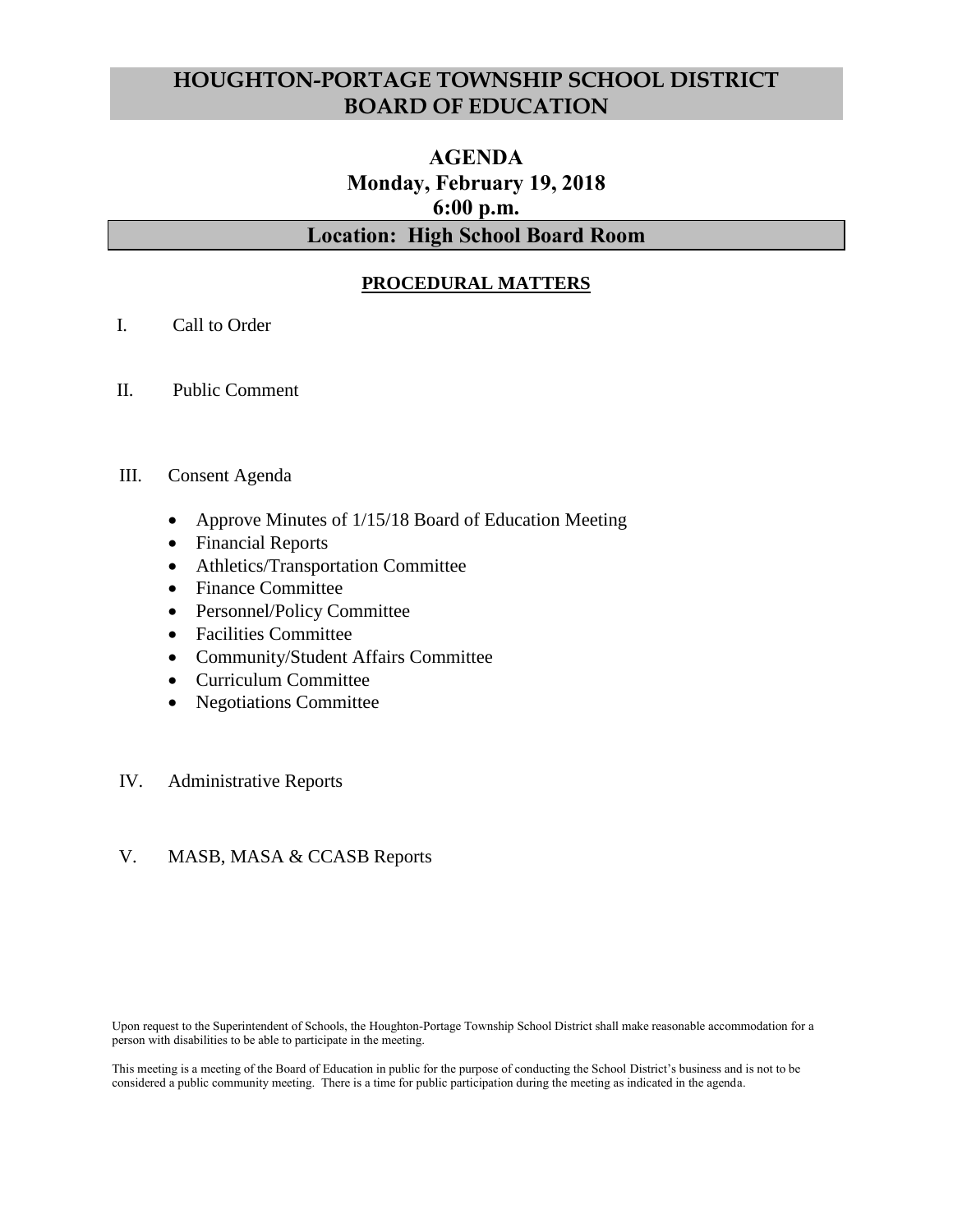# HOUGHTON-PORTAGE TOWNSHIP SCHOOL DISTRICT BOARD OF EDUCATION

## AGENDA
## Monday, February 19, 2018
## 6:00 p.m.

## Location: High School Board Room

### PROCEDURAL MATTERS

I. Call to Order

II. Public Comment

III. Consent Agenda

- Approve Minutes of 1/15/18 Board of Education Meeting
- Financial Reports
- Athletics/Transportation Committee
- Finance Committee
- Personnel/Policy Committee
- Facilities Committee
- Community/Student Affairs Committee
- Curriculum Committee
- Negotiations Committee

IV. Administrative Reports

V. MASB, MASA & CCASB Reports

Upon request to the Superintendent of Schools, the Houghton-Portage Township School District shall make reasonable accommodation for a person with disabilities to be able to participate in the meeting.

This meeting is a meeting of the Board of Education in public for the purpose of conducting the School District's business and is not to be considered a public community meeting. There is a time for public participation during the meeting as indicated in the agenda.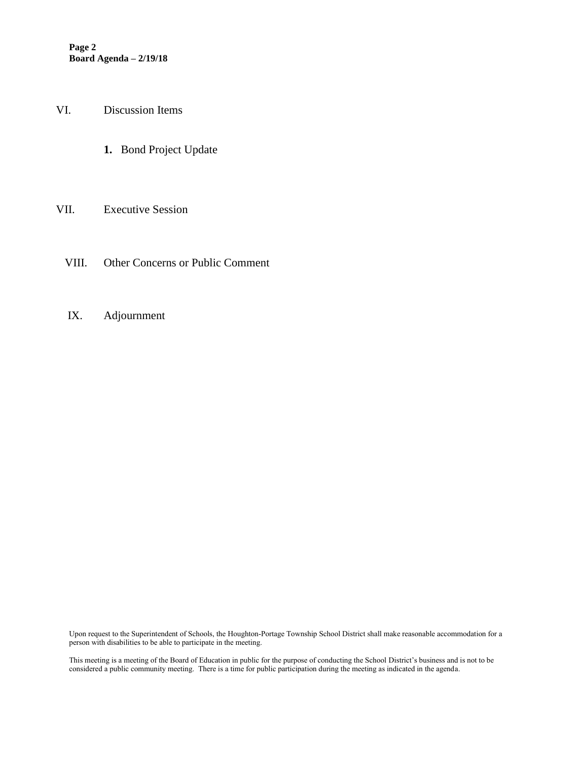## VI. Discussion Items

1. Bond Project Update

## VII. Executive Session

## VIII. Other Concerns or Public Comment

## IX. Adjournment

Upon request to the Superintendent of Schools, the Houghton-Portage Township School District shall make reasonable accommodation for a person with disabilities to be able to participate in the meeting.

This meeting is a meeting of the Board of Education in public for the purpose of conducting the School District's business and is not to be considered a public community meeting. There is a time for public participation during the meeting as indicated in the agenda.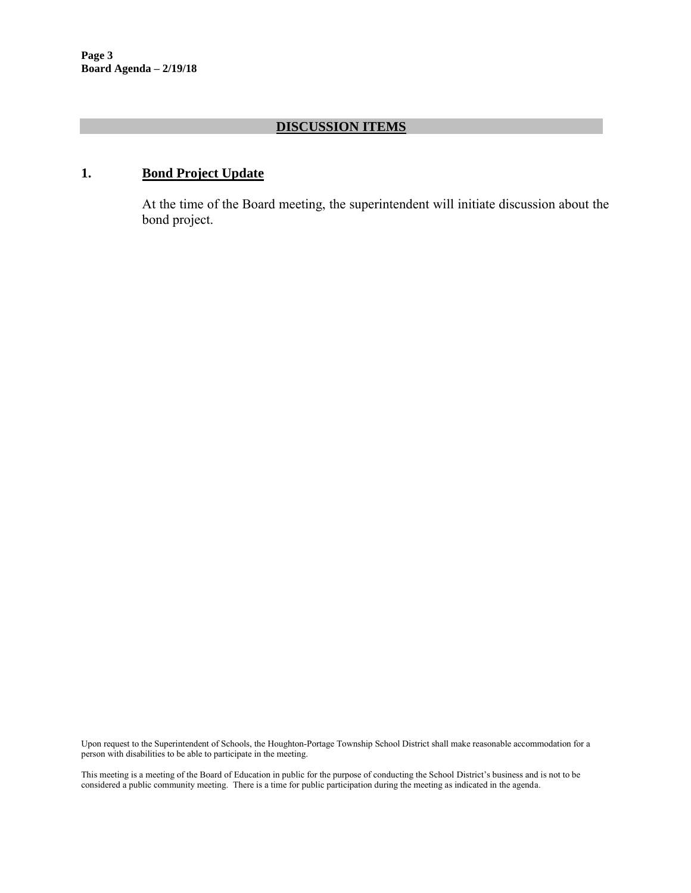## DISCUSSION ITEMS

### 1. Bond Project Update

At the time of the Board meeting, the superintendent will initiate discussion about the bond project.

Upon request to the Superintendent of Schools, the Houghton-Portage Township School District shall make reasonable accommodation for a person with disabilities to be able to participate in the meeting.

This meeting is a meeting of the Board of Education in public for the purpose of conducting the School District's business and is not to be considered a public community meeting. There is a time for public participation during the meeting as indicated in the agenda.